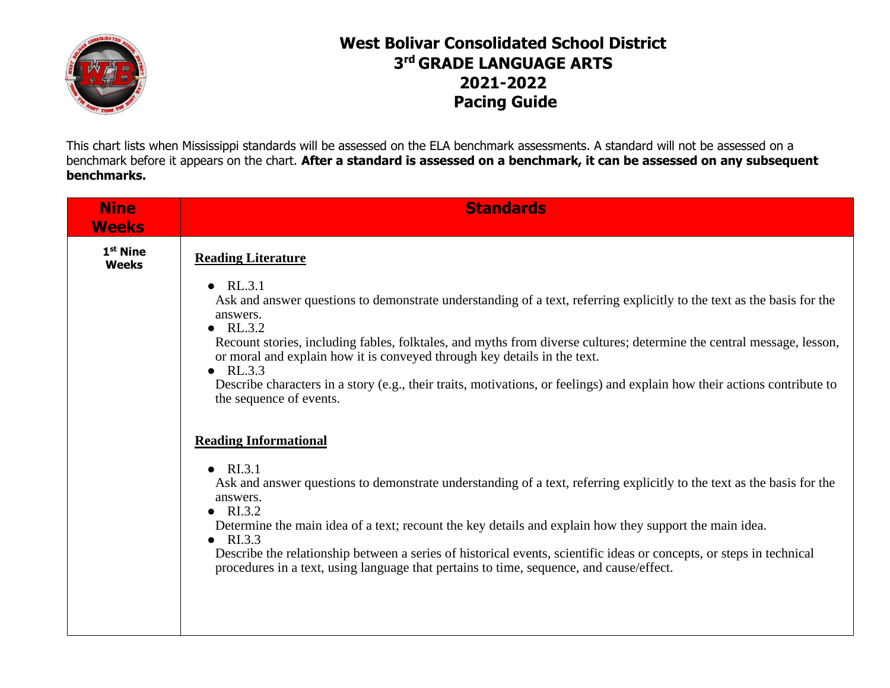# West Bolivar Consolidated School District
# 3rd GRADE LANGUAGE ARTS
# 2021-2022
# Pacing Guide

This chart lists when Mississippi standards will be assessed on the ELA benchmark assessments. A standard will not be assessed on a benchmark before it appears on the chart. **After a standard is assessed on a benchmark, it can be assessed on any subsequent benchmarks.**

| Nine Weeks | Standards |
|---|---|
| **1st Nine Weeks** | **Reading Literature**<br><br>● RL.3.1<br>Ask and answer questions to demonstrate understanding of a text, referring explicitly to the text as the basis for the answers.<br>● RL.3.2<br>Recount stories, including fables, folktales, and myths from diverse cultures; determine the central message, lesson, or moral and explain how it is conveyed through key details in the text.<br>● RL.3.3<br>Describe characters in a story (e.g., their traits, motivations, or feelings) and explain how their actions contribute to the sequence of events.<br><br>**Reading Informational**<br><br>● RI.3.1<br>Ask and answer questions to demonstrate understanding of a text, referring explicitly to the text as the basis for the answers.<br>● RI.3.2<br>Determine the main idea of a text; recount the key details and explain how they support the main idea.<br>● RI.3.3<br>Describe the relationship between a series of historical events, scientific ideas or concepts, or steps in technical procedures in a text, using language that pertains to time, sequence, and cause/effect. |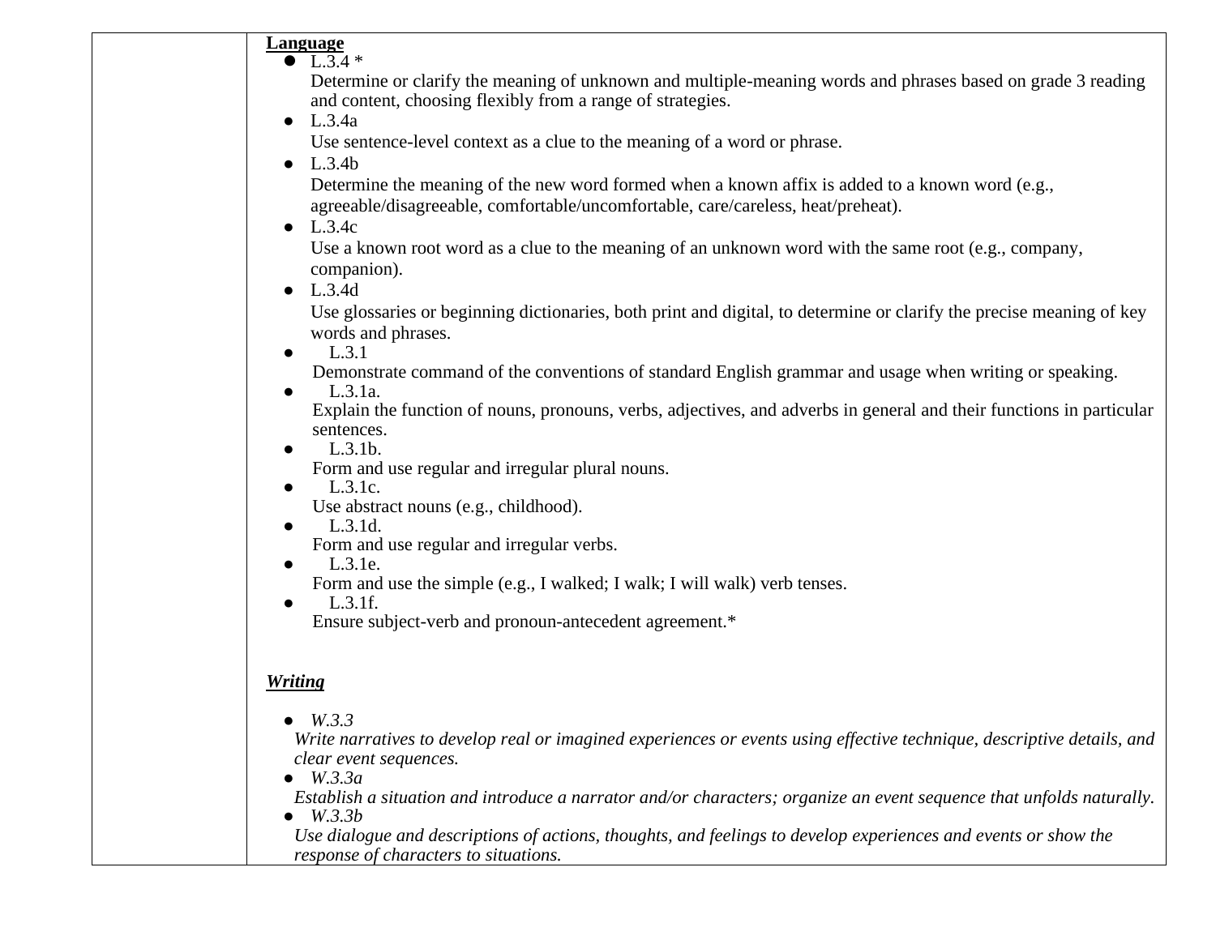| | |
|---|---|
| | **Language**<br>● L.3.4 *<br>Determine or clarify the meaning of unknown and multiple-meaning words and phrases based on grade 3 reading and content, choosing flexibly from a range of strategies.<br>● L.3.4a<br>Use sentence-level context as a clue to the meaning of a word or phrase.<br>● L.3.4b<br>Determine the meaning of the new word formed when a known affix is added to a known word (e.g., agreeable/disagreeable, comfortable/uncomfortable, care/careless, heat/preheat).<br>● L.3.4c<br>Use a known root word as a clue to the meaning of an unknown word with the same root (e.g., company, companion).<br>● L.3.4d<br>Use glossaries or beginning dictionaries, both print and digital, to determine or clarify the precise meaning of key words and phrases.<br>● L.3.1<br>Demonstrate command of the conventions of standard English grammar and usage when writing or speaking.<br>● L.3.1a.<br>Explain the function of nouns, pronouns, verbs, adjectives, and adverbs in general and their functions in particular sentences.<br>● L.3.1b.<br>Form and use regular and irregular plural nouns.<br>● L.3.1c.<br>Use abstract nouns (e.g., childhood).<br>● L.3.1d.<br>Form and use regular and irregular verbs.<br>● L.3.1e.<br>Form and use the simple (e.g., I walked; I walk; I will walk) verb tenses.<br>● L.3.1f.<br>Ensure subject-verb and pronoun-antecedent agreement.*<br><br>***Writing***<br>● *W.3.3*<br>*Write narratives to develop real or imagined experiences or events using effective technique, descriptive details, and clear event sequences.*<br>● *W.3.3a*<br>*Establish a situation and introduce a narrator and/or characters; organize an event sequence that unfolds naturally.*<br>● *W.3.3b*<br>*Use dialogue and descriptions of actions, thoughts, and feelings to develop experiences and events or show the response of characters to situations.* |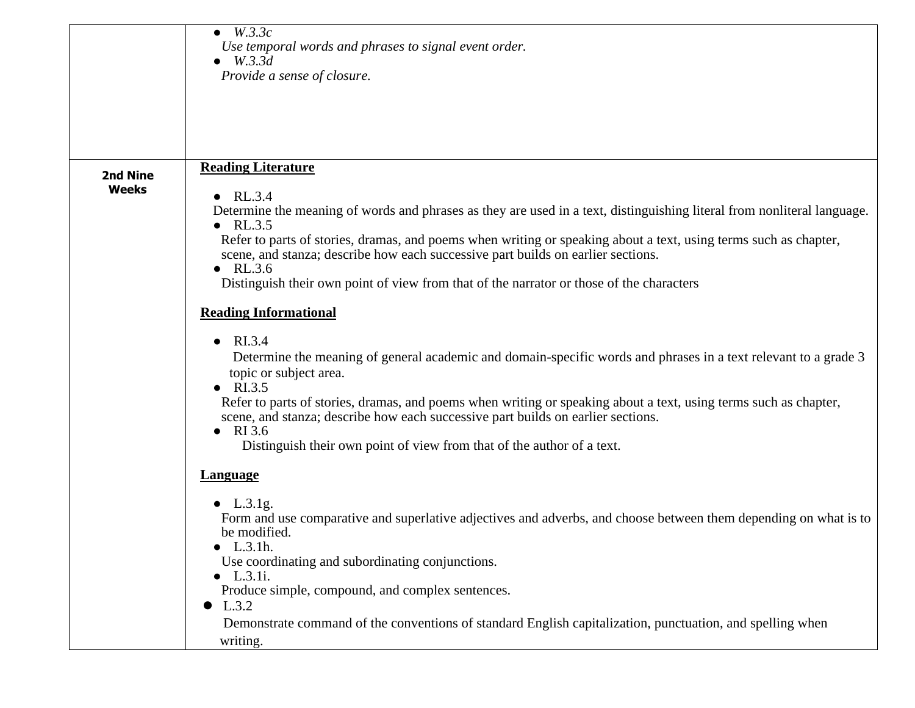| | |
|---|---|
| | • *W.3.3c*<br>*Use temporal words and phrases to signal event order.*<br>• *W.3.3d*<br>*Provide a sense of closure.* |
| **2nd Nine Weeks** | **<u>Reading Literature</u>**<br><br>• RL.3.4<br>Determine the meaning of words and phrases as they are used in a text, distinguishing literal from nonliteral language.<br>• RL.3.5<br>Refer to parts of stories, dramas, and poems when writing or speaking about a text, using terms such as chapter, scene, and stanza; describe how each successive part builds on earlier sections.<br>• RL.3.6<br>Distinguish their own point of view from that of the narrator or those of the characters<br><br>**<u>Reading Informational</u>**<br><br>• RI.3.4<br>Determine the meaning of general academic and domain-specific words and phrases in a text relevant to a grade 3 topic or subject area.<br>• RI.3.5<br>Refer to parts of stories, dramas, and poems when writing or speaking about a text, using terms such as chapter, scene, and stanza; describe how each successive part builds on earlier sections.<br>• RI 3.6<br>Distinguish their own point of view from that of the author of a text.<br><br>**<u>Language</u>**<br><br>• L.3.1g.<br>Form and use comparative and superlative adjectives and adverbs, and choose between them depending on what is to be modified.<br>• L.3.1h.<br>Use coordinating and subordinating conjunctions.<br>• L.3.1i.<br>Produce simple, compound, and complex sentences.<br>• L.3.2<br>Demonstrate command of the conventions of standard English capitalization, punctuation, and spelling when writing. |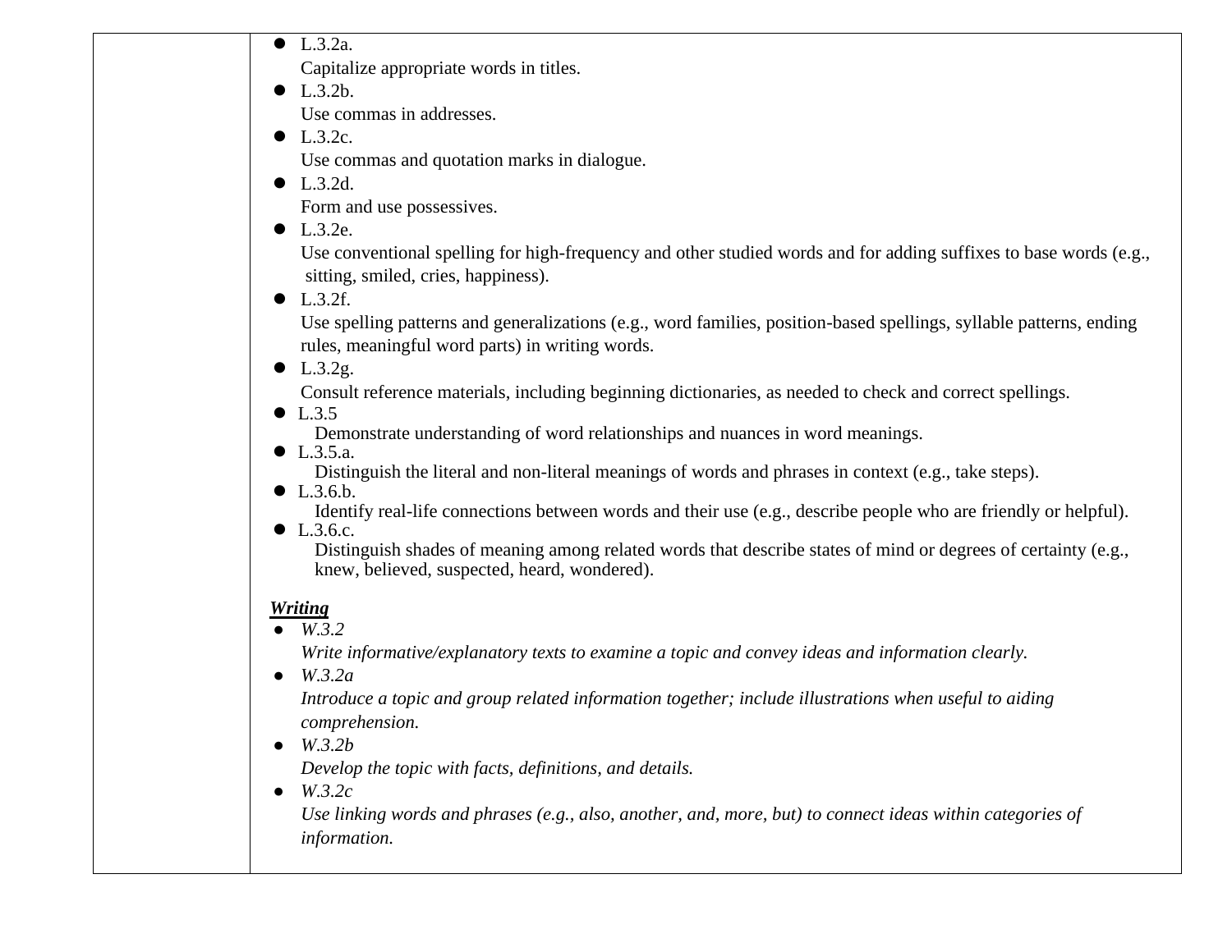| | |
|---|---|
| | ● L.3.2a.<br>Capitalize appropriate words in titles.<br>● L.3.2b.<br>Use commas in addresses.<br>● L.3.2c.<br>Use commas and quotation marks in dialogue.<br>● L.3.2d.<br>Form and use possessives.<br>● L.3.2e.<br>Use conventional spelling for high-frequency and other studied words and for adding suffixes to base words (e.g., sitting, smiled, cries, happiness).<br>● L.3.2f.<br>Use spelling patterns and generalizations (e.g., word families, position-based spellings, syllable patterns, ending rules, meaningful word parts) in writing words.<br>● L.3.2g.<br>Consult reference materials, including beginning dictionaries, as needed to check and correct spellings.<br>● L.3.5<br>Demonstrate understanding of word relationships and nuances in word meanings.<br>● L.3.5.a.<br>Distinguish the literal and non-literal meanings of words and phrases in context (e.g., take steps).<br>● L.3.6.b.<br>Identify real-life connections between words and their use (e.g., describe people who are friendly or helpful).<br>● L.3.6.c.<br>Distinguish shades of meaning among related words that describe states of mind or degrees of certainty (e.g., knew, believed, suspected, heard, wondered).<br><br>***Writing***<br>● *W.3.2*<br>*Write informative/explanatory texts to examine a topic and convey ideas and information clearly.*<br>● *W.3.2a*<br>*Introduce a topic and group related information together; include illustrations when useful to aiding comprehension.*<br>● *W.3.2b*<br>*Develop the topic with facts, definitions, and details.*<br>● *W.3.2c*<br>*Use linking words and phrases (e.g., also, another, and, more, but) to connect ideas within categories of information.* |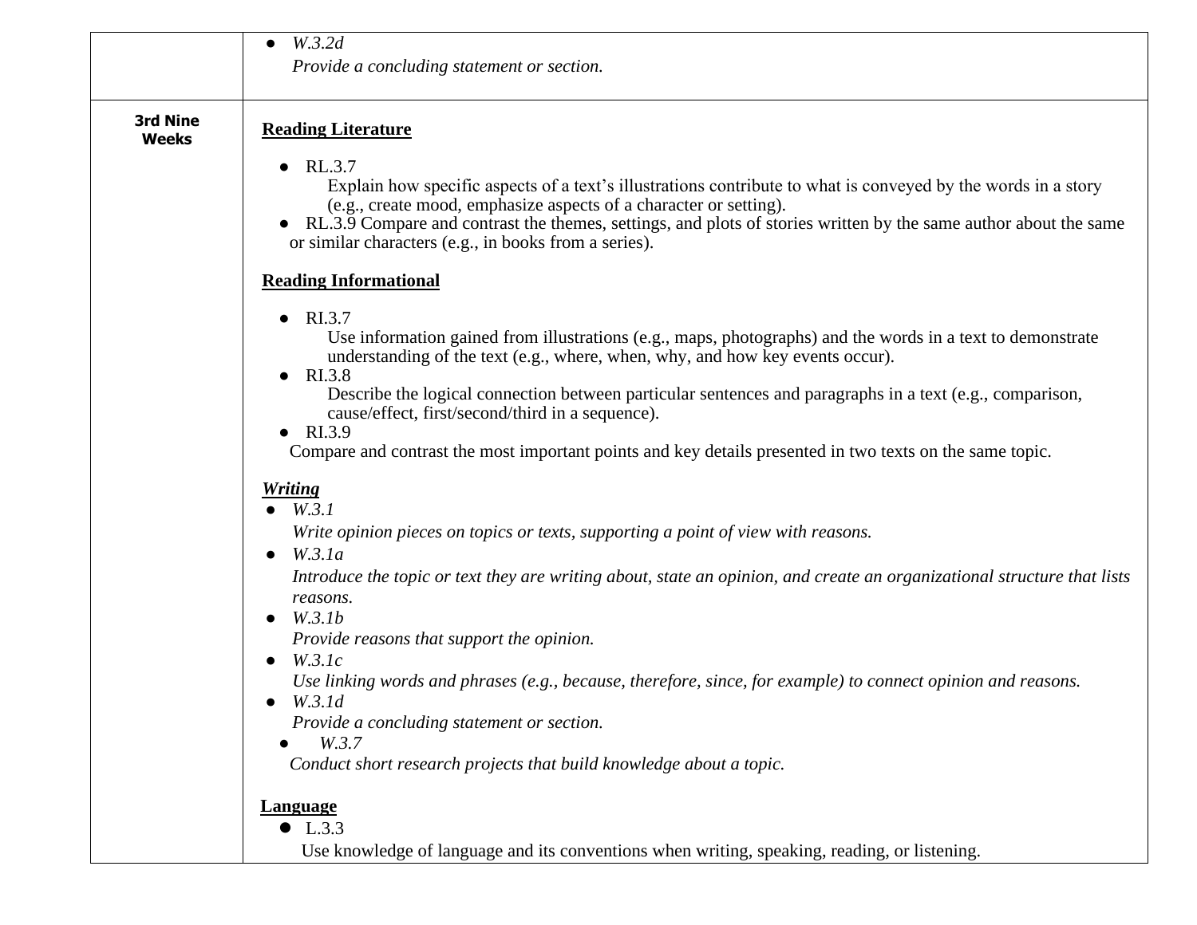| | |
|---|---|
| | • *W.3.2d*<br>*Provide a concluding statement or section.* |
| **3rd Nine Weeks** | **Reading Literature**<br><br>• RL.3.7<br>Explain how specific aspects of a text's illustrations contribute to what is conveyed by the words in a story (e.g., create mood, emphasize aspects of a character or setting).<br>• RL.3.9 Compare and contrast the themes, settings, and plots of stories written by the same author about the same or similar characters (e.g., in books from a series).<br><br>**Reading Informational**<br><br>• RI.3.7<br>Use information gained from illustrations (e.g., maps, photographs) and the words in a text to demonstrate understanding of the text (e.g., where, when, why, and how key events occur).<br>• RI.3.8<br>Describe the logical connection between particular sentences and paragraphs in a text (e.g., comparison, cause/effect, first/second/third in a sequence).<br>• RI.3.9<br>Compare and contrast the most important points and key details presented in two texts on the same topic.<br><br>***Writing***<br>• *W.3.1*<br>*Write opinion pieces on topics or texts, supporting a point of view with reasons.*<br>• *W.3.1a*<br>*Introduce the topic or text they are writing about, state an opinion, and create an organizational structure that lists reasons.*<br>• *W.3.1b*<br>*Provide reasons that support the opinion.*<br>• *W.3.1c*<br>*Use linking words and phrases (e.g., because, therefore, since, for example) to connect opinion and reasons.*<br>• *W.3.1d*<br>*Provide a concluding statement or section.*<br>• *W.3.7*<br>*Conduct short research projects that build knowledge about a topic.*<br><br>**Language**<br>• L.3.3<br>Use knowledge of language and its conventions when writing, speaking, reading, or listening. |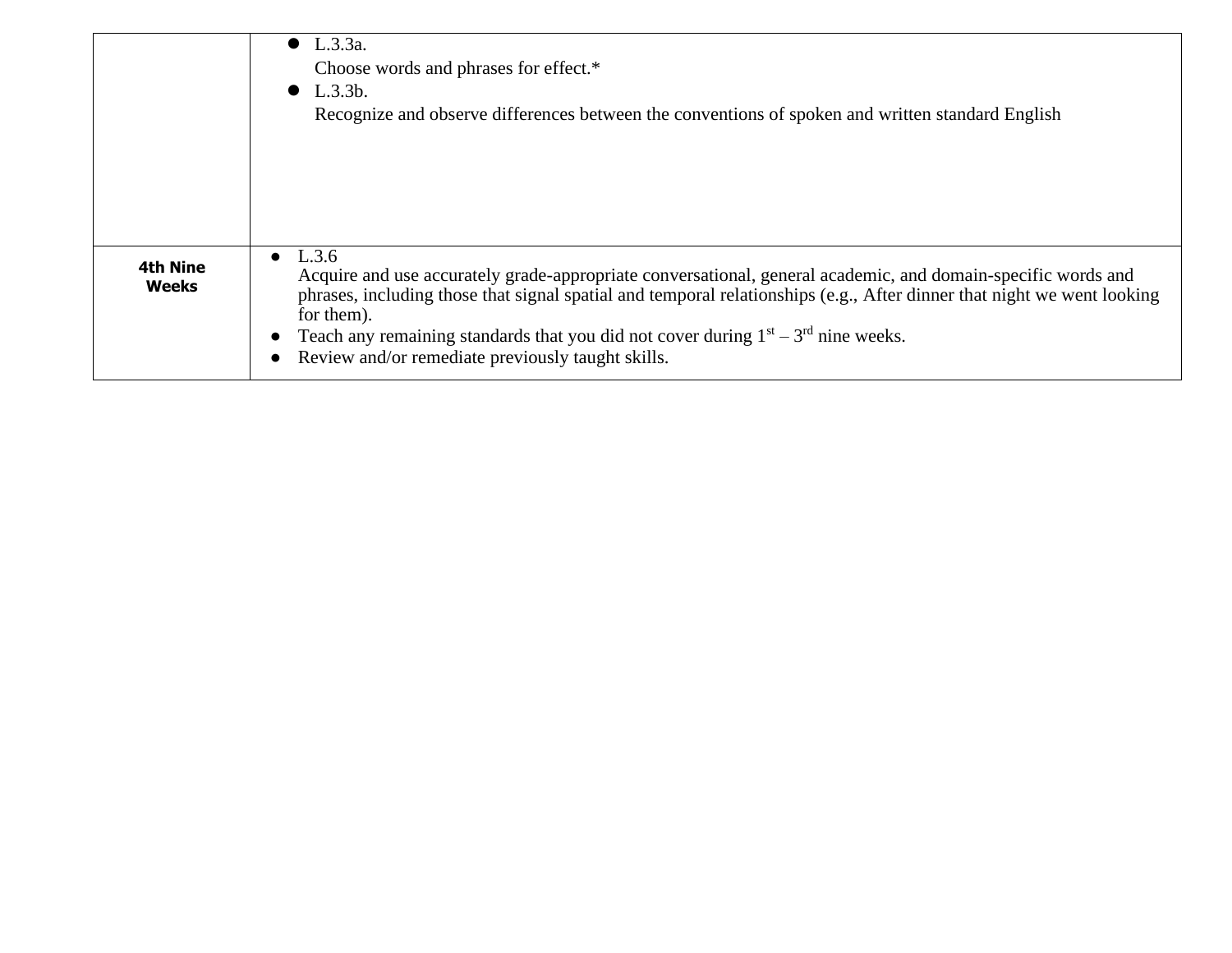| | |
|---|---|
| | • L.3.3a.<br>Choose words and phrases for effect.*<br>• L.3.3b.<br>Recognize and observe differences between the conventions of spoken and written standard English |
| **4th Nine Weeks** | • L.3.6<br>Acquire and use accurately grade-appropriate conversational, general academic, and domain-specific words and phrases, including those that signal spatial and temporal relationships (e.g., After dinner that night we went looking for them).<br>• Teach any remaining standards that you did not cover during 1st – 3rd nine weeks.<br>• Review and/or remediate previously taught skills. |